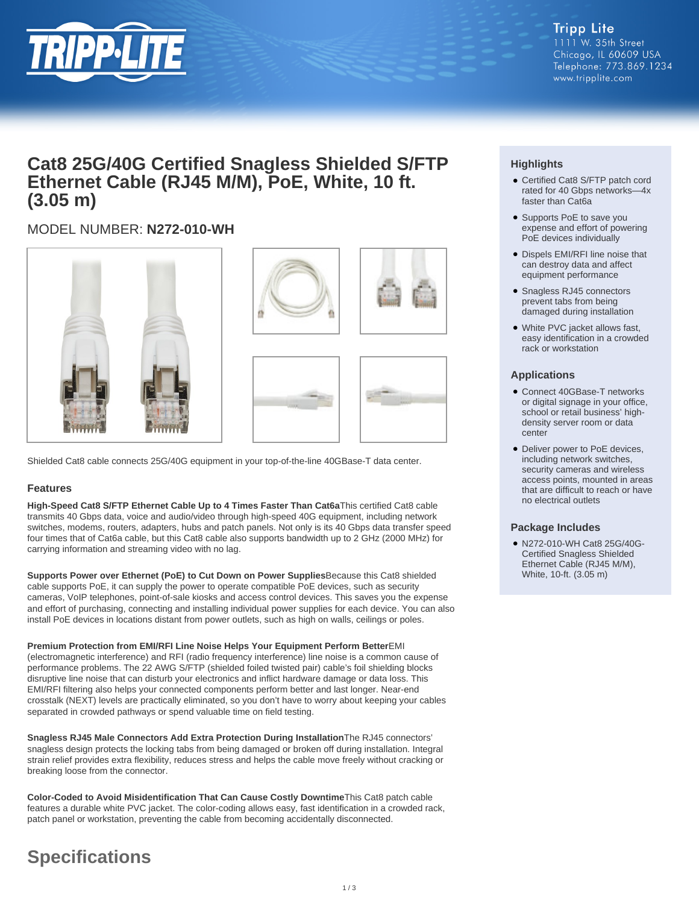Tripp Lite
1111 W. 35th Street
Chicago, IL 60609 USA
Telephone: 773.869.1234
www.tripplite.com

# Cat8 25G/40G Certified Snagless Shielded S/FTP Ethernet Cable (RJ45 M/M), PoE, White, 10 ft. (3.05 m)

MODEL NUMBER: **N272-010-WH**

Shielded Cat8 cable connects 25G/40G equipment in your top-of-the-line 40GBase-T data center.

### Features

**High-Speed Cat8 S/FTP Ethernet Cable Up to 4 Times Faster Than Cat6a**This certified Cat8 cable transmits 40 Gbps data, voice and audio/video through high-speed 40G equipment, including network switches, modems, routers, adapters, hubs and patch panels. Not only is its 40 Gbps data transfer speed four times that of Cat6a cable, but this Cat8 cable also supports bandwidth up to 2 GHz (2000 MHz) for carrying information and streaming video with no lag.

**Supports Power over Ethernet (PoE) to Cut Down on Power Supplies**Because this Cat8 shielded cable supports PoE, it can supply the power to operate compatible PoE devices, such as security cameras, VoIP telephones, point-of-sale kiosks and access control devices. This saves you the expense and effort of purchasing, connecting and installing individual power supplies for each device. You can also install PoE devices in locations distant from power outlets, such as high on walls, ceilings or poles.

**Premium Protection from EMI/RFI Line Noise Helps Your Equipment Perform Better**EMI (electromagnetic interference) and RFI (radio frequency interference) line noise is a common cause of performance problems. The 22 AWG S/FTP (shielded foiled twisted pair) cable's foil shielding blocks disruptive line noise that can disturb your electronics and inflict hardware damage or data loss. This EMI/RFI filtering also helps your connected components perform better and last longer. Near-end crosstalk (NEXT) levels are practically eliminated, so you don't have to worry about keeping your cables separated in crowded pathways or spend valuable time on field testing.

**Snagless RJ45 Male Connectors Add Extra Protection During Installation**The RJ45 connectors' snagless design protects the locking tabs from being damaged or broken off during installation. Integral strain relief provides extra flexibility, reduces stress and helps the cable move freely without cracking or breaking loose from the connector.

**Color-Coded to Avoid Misidentification That Can Cause Costly Downtime**This Cat8 patch cable features a durable white PVC jacket. The color-coding allows easy, fast identification in a crowded rack, patch panel or workstation, preventing the cable from becoming accidentally disconnected.

### Highlights

- Certified Cat8 S/FTP patch cord rated for 40 Gbps networks—4x faster than Cat6a
- Supports PoE to save you expense and effort of powering PoE devices individually
- Dispels EMI/RFI line noise that can destroy data and affect equipment performance
- Snagless RJ45 connectors prevent tabs from being damaged during installation
- White PVC jacket allows fast, easy identification in a crowded rack or workstation

### Applications

- Connect 40GBase-T networks or digital signage in your office, school or retail business' high-density server room or data center
- Deliver power to PoE devices, including network switches, security cameras and wireless access points, mounted in areas that are difficult to reach or have no electrical outlets

### Package Includes

- N272-010-WH Cat8 25G/40G-Certified Snagless Shielded Ethernet Cable (RJ45 M/M), White, 10-ft. (3.05 m)

## Specifications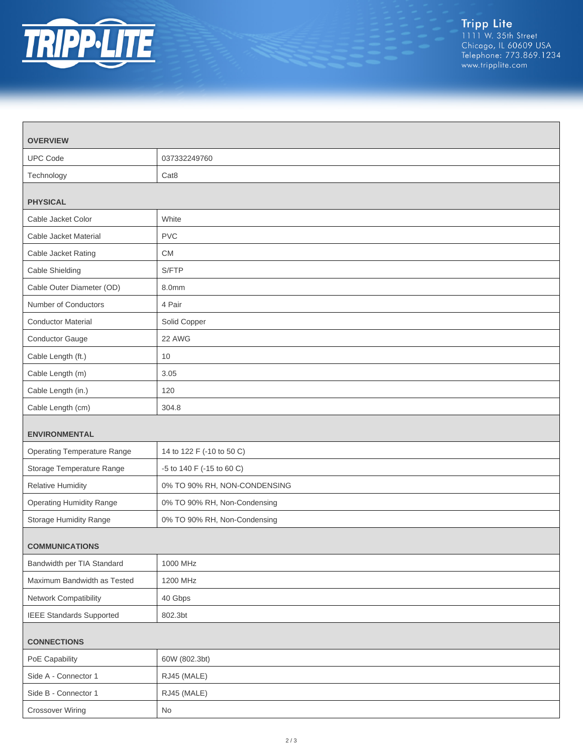| OVERVIEW | |
|---|---|
| UPC Code | 037332249760 |
| Technology | Cat8 |
| **PHYSICAL** | |
| Cable Jacket Color | White |
| Cable Jacket Material | PVC |
| Cable Jacket Rating | CM |
| Cable Shielding | S/FTP |
| Cable Outer Diameter (OD) | 8.0mm |
| Number of Conductors | 4 Pair |
| Conductor Material | Solid Copper |
| Conductor Gauge | 22 AWG |
| Cable Length (ft.) | 10 |
| Cable Length (m) | 3.05 |
| Cable Length (in.) | 120 |
| Cable Length (cm) | 304.8 |
| **ENVIRONMENTAL** | |
| Operating Temperature Range | 14 to 122 F (-10 to 50 C) |
| Storage Temperature Range | -5 to 140 F (-15 to 60 C) |
| Relative Humidity | 0% TO 90% RH, NON-CONDENSING |
| Operating Humidity Range | 0% TO 90% RH, Non-Condensing |
| Storage Humidity Range | 0% TO 90% RH, Non-Condensing |
| **COMMUNICATIONS** | |
| Bandwidth per TIA Standard | 1000 MHz |
| Maximum Bandwidth as Tested | 1200 MHz |
| Network Compatibility | 40 Gbps |
| IEEE Standards Supported | 802.3bt |
| **CONNECTIONS** | |
| PoE Capability | 60W (802.3bt) |
| Side A - Connector 1 | RJ45 (MALE) |
| Side B - Connector 1 | RJ45 (MALE) |
| Crossover Wiring | No |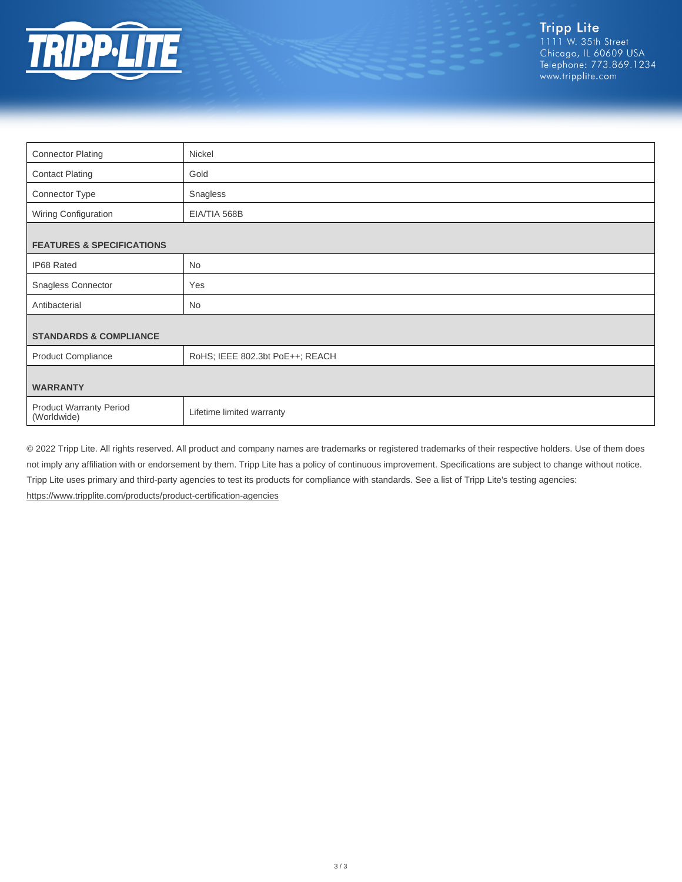| | |
|---|---|
| Connector Plating | Nickel |
| Contact Plating | Gold |
| Connector Type | Snagless |
| Wiring Configuration | EIA/TIA 568B |
| **FEATURES & SPECIFICATIONS** | |
| IP68 Rated | No |
| Snagless Connector | Yes |
| Antibacterial | No |
| **STANDARDS & COMPLIANCE** | |
| Product Compliance | RoHS; IEEE 802.3bt PoE++; REACH |
| **WARRANTY** | |
| Product Warranty Period (Worldwide) | Lifetime limited warranty |

© 2022 Tripp Lite. All rights reserved. All product and company names are trademarks or registered trademarks of their respective holders. Use of them does not imply any affiliation with or endorsement by them. Tripp Lite has a policy of continuous improvement. Specifications are subject to change without notice. Tripp Lite uses primary and third-party agencies to test its products for compliance with standards. See a list of Tripp Lite's testing agencies: https://www.tripplite.com/products/product-certification-agencies